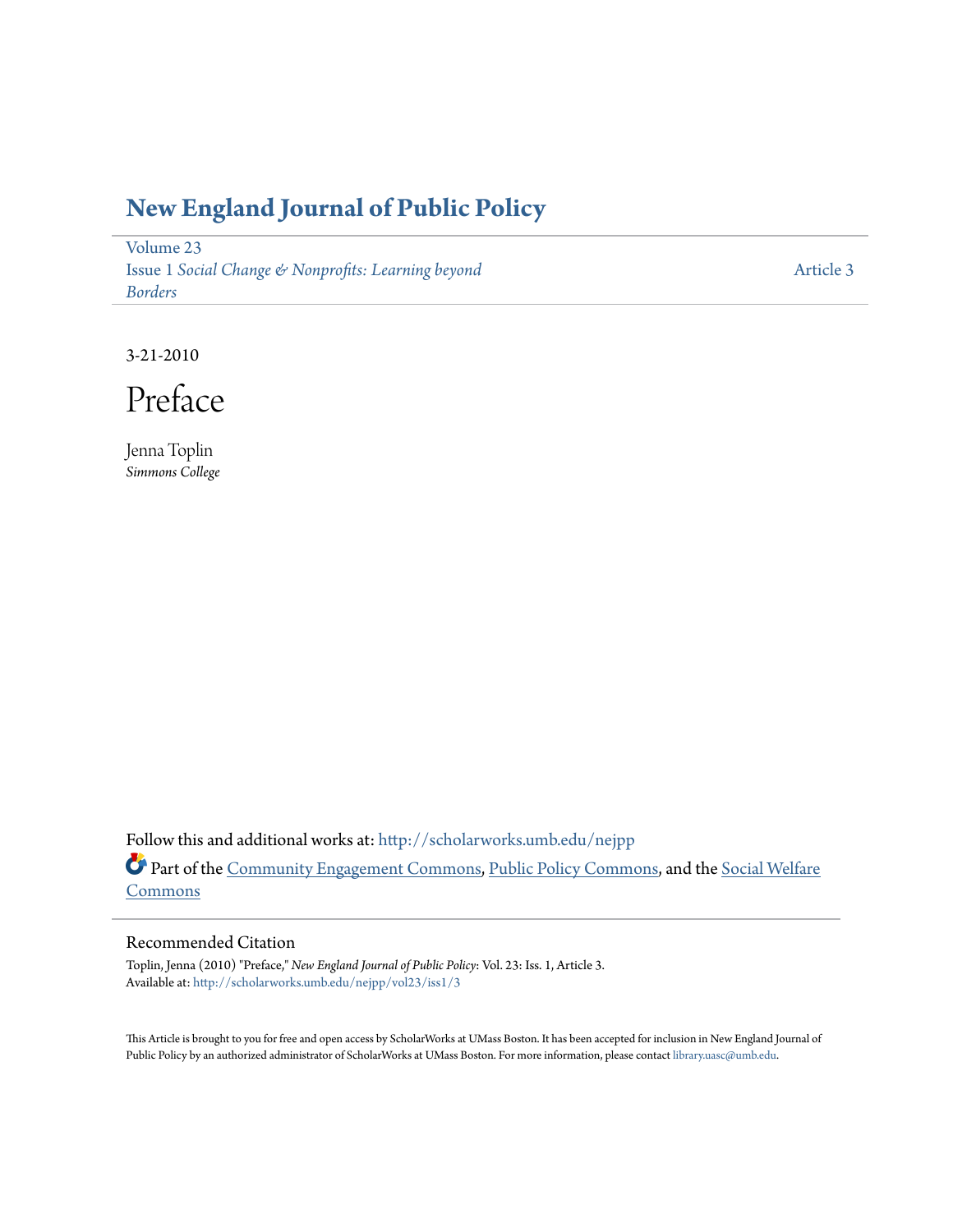# New England Journal of Public Policy

Volume 23
Issue 1 *Social Change & Nonprofits: Learning beyond Borders*

Article 3

3-21-2010

# Preface

Jenna Toplin
*Simmons College*

Follow this and additional works at: http://scholarworks.umb.edu/nejpp

Part of the Community Engagement Commons, Public Policy Commons, and the Social Welfare Commons

## Recommended Citation

Toplin, Jenna (2010) "Preface," *New England Journal of Public Policy*: Vol. 23: Iss. 1, Article 3.
Available at: http://scholarworks.umb.edu/nejpp/vol23/iss1/3

This Article is brought to you for free and open access by ScholarWorks at UMass Boston. It has been accepted for inclusion in New England Journal of Public Policy by an authorized administrator of ScholarWorks at UMass Boston. For more information, please contact library.uasc@umb.edu.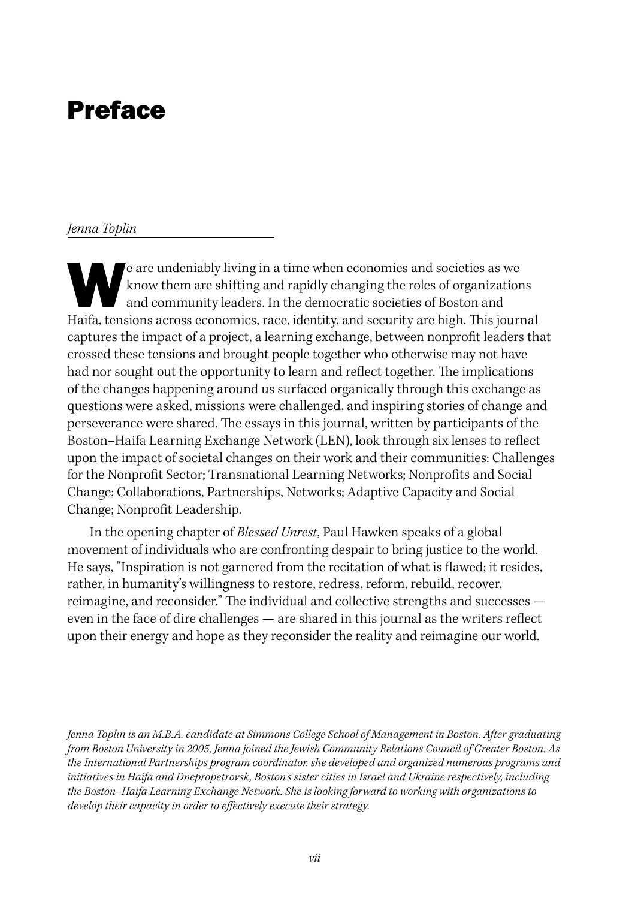# Preface

*Jenna Toplin*

We are undeniably living in a time when economies and societies as we know them are shifting and rapidly changing the roles of organizations and community leaders. In the democratic societies of Boston and Haifa, tensions across economics, race, identity, and security are high. This journal captures the impact of a project, a learning exchange, between nonprofit leaders that crossed these tensions and brought people together who otherwise may not have had nor sought out the opportunity to learn and reflect together. The implications of the changes happening around us surfaced organically through this exchange as questions were asked, missions were challenged, and inspiring stories of change and perseverance were shared. The essays in this journal, written by participants of the Boston–Haifa Learning Exchange Network (LEN), look through six lenses to reflect upon the impact of societal changes on their work and their communities: Challenges for the Nonprofit Sector; Transnational Learning Networks; Nonprofits and Social Change; Collaborations, Partnerships, Networks; Adaptive Capacity and Social Change; Nonprofit Leadership.

In the opening chapter of *Blessed Unrest*, Paul Hawken speaks of a global movement of individuals who are confronting despair to bring justice to the world. He says, "Inspiration is not garnered from the recitation of what is flawed; it resides, rather, in humanity's willingness to restore, redress, reform, rebuild, recover, reimagine, and reconsider." The individual and collective strengths and successes — even in the face of dire challenges — are shared in this journal as the writers reflect upon their energy and hope as they reconsider the reality and reimagine our world.

*Jenna Toplin is an M.B.A. candidate at Simmons College School of Management in Boston. After graduating from Boston University in 2005, Jenna joined the Jewish Community Relations Council of Greater Boston. As the International Partnerships program coordinator, she developed and organized numerous programs and initiatives in Haifa and Dnepropetrovsk, Boston's sister cities in Israel and Ukraine respectively, including the Boston–Haifa Learning Exchange Network. She is looking forward to working with organizations to develop their capacity in order to effectively execute their strategy.*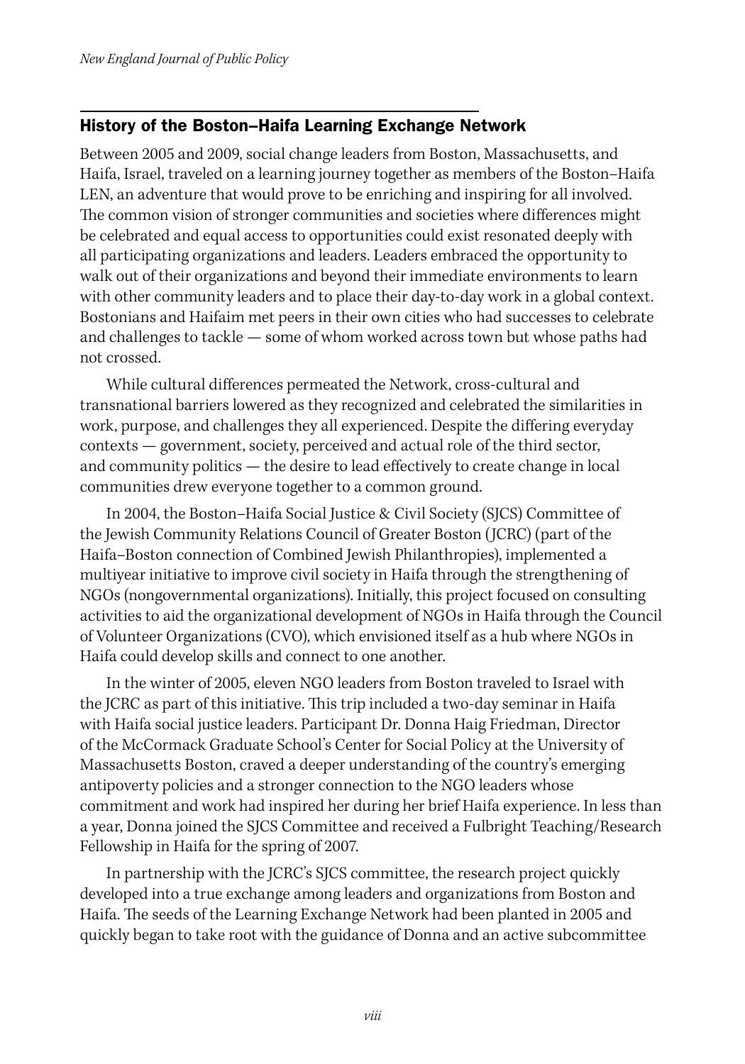## History of the Boston–Haifa Learning Exchange Network

Between 2005 and 2009, social change leaders from Boston, Massachusetts, and Haifa, Israel, traveled on a learning journey together as members of the Boston–Haifa LEN, an adventure that would prove to be enriching and inspiring for all involved. The common vision of stronger communities and societies where differences might be celebrated and equal access to opportunities could exist resonated deeply with all participating organizations and leaders. Leaders embraced the opportunity to walk out of their organizations and beyond their immediate environments to learn with other community leaders and to place their day-to-day work in a global context. Bostonians and Haifaim met peers in their own cities who had successes to celebrate and challenges to tackle — some of whom worked across town but whose paths had not crossed.

While cultural differences permeated the Network, cross-cultural and transnational barriers lowered as they recognized and celebrated the similarities in work, purpose, and challenges they all experienced. Despite the differing everyday contexts — government, society, perceived and actual role of the third sector, and community politics — the desire to lead effectively to create change in local communities drew everyone together to a common ground.

In 2004, the Boston–Haifa Social Justice & Civil Society (SJCS) Committee of the Jewish Community Relations Council of Greater Boston (JCRC) (part of the Haifa–Boston connection of Combined Jewish Philanthropies), implemented a multiyear initiative to improve civil society in Haifa through the strengthening of NGOs (nongovernmental organizations). Initially, this project focused on consulting activities to aid the organizational development of NGOs in Haifa through the Council of Volunteer Organizations (CVO), which envisioned itself as a hub where NGOs in Haifa could develop skills and connect to one another.

In the winter of 2005, eleven NGO leaders from Boston traveled to Israel with the JCRC as part of this initiative. This trip included a two-day seminar in Haifa with Haifa social justice leaders. Participant Dr. Donna Haig Friedman, Director of the McCormack Graduate School's Center for Social Policy at the University of Massachusetts Boston, craved a deeper understanding of the country's emerging antipoverty policies and a stronger connection to the NGO leaders whose commitment and work had inspired her during her brief Haifa experience. In less than a year, Donna joined the SJCS Committee and received a Fulbright Teaching/Research Fellowship in Haifa for the spring of 2007.

In partnership with the JCRC's SJCS committee, the research project quickly developed into a true exchange among leaders and organizations from Boston and Haifa. The seeds of the Learning Exchange Network had been planted in 2005 and quickly began to take root with the guidance of Donna and an active subcommittee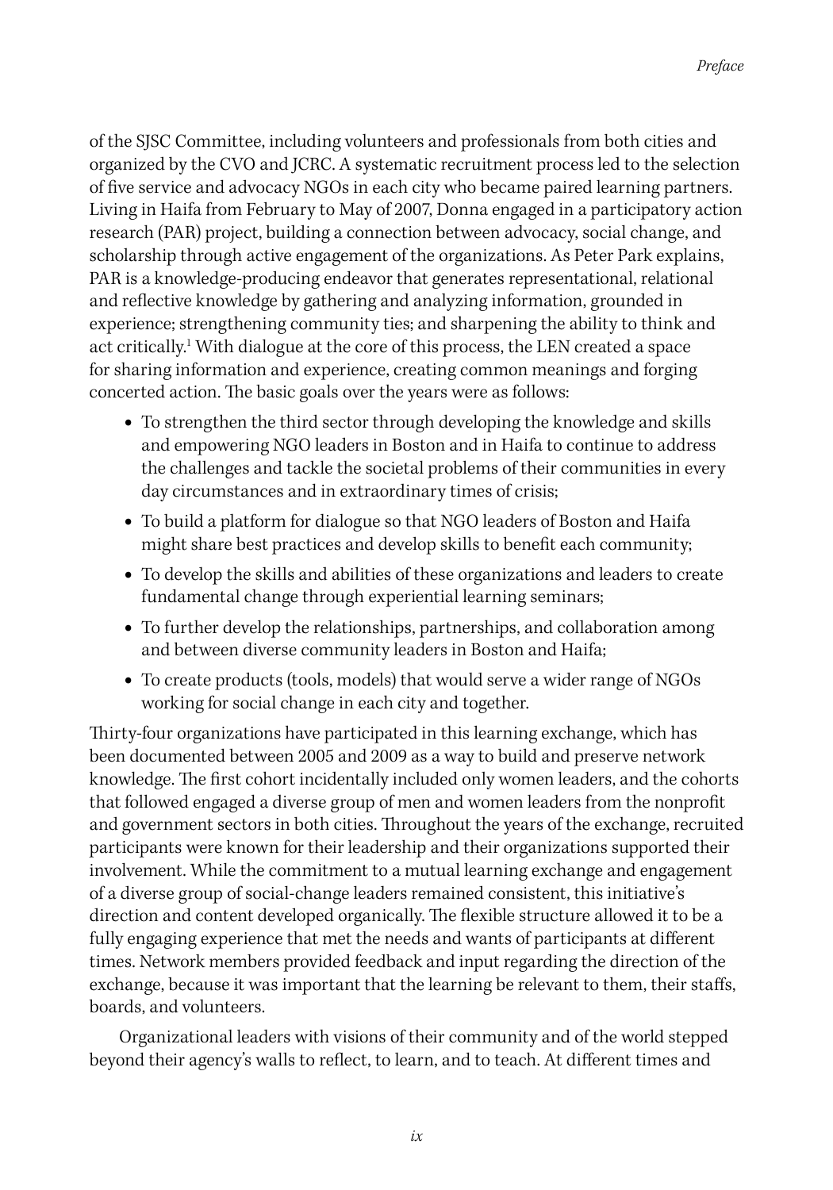of the SJSC Committee, including volunteers and professionals from both cities and organized by the CVO and JCRC. A systematic recruitment process led to the selection of five service and advocacy NGOs in each city who became paired learning partners. Living in Haifa from February to May of 2007, Donna engaged in a participatory action research (PAR) project, building a connection between advocacy, social change, and scholarship through active engagement of the organizations. As Peter Park explains, PAR is a knowledge-producing endeavor that generates representational, relational and reflective knowledge by gathering and analyzing information, grounded in experience; strengthening community ties; and sharpening the ability to think and act critically.[1] With dialogue at the core of this process, the LEN created a space for sharing information and experience, creating common meanings and forging concerted action. The basic goals over the years were as follows:

- To strengthen the third sector through developing the knowledge and skills and empowering NGO leaders in Boston and in Haifa to continue to address the challenges and tackle the societal problems of their communities in every day circumstances and in extraordinary times of crisis;
- To build a platform for dialogue so that NGO leaders of Boston and Haifa might share best practices and develop skills to benefit each community;
- To develop the skills and abilities of these organizations and leaders to create fundamental change through experiential learning seminars;
- To further develop the relationships, partnerships, and collaboration among and between diverse community leaders in Boston and Haifa;
- To create products (tools, models) that would serve a wider range of NGOs working for social change in each city and together.

Thirty-four organizations have participated in this learning exchange, which has been documented between 2005 and 2009 as a way to build and preserve network knowledge. The first cohort incidentally included only women leaders, and the cohorts that followed engaged a diverse group of men and women leaders from the nonprofit and government sectors in both cities. Throughout the years of the exchange, recruited participants were known for their leadership and their organizations supported their involvement. While the commitment to a mutual learning exchange and engagement of a diverse group of social-change leaders remained consistent, this initiative's direction and content developed organically. The flexible structure allowed it to be a fully engaging experience that met the needs and wants of participants at different times. Network members provided feedback and input regarding the direction of the exchange, because it was important that the learning be relevant to them, their staffs, boards, and volunteers.

Organizational leaders with visions of their community and of the world stepped beyond their agency's walls to reflect, to learn, and to teach. At different times and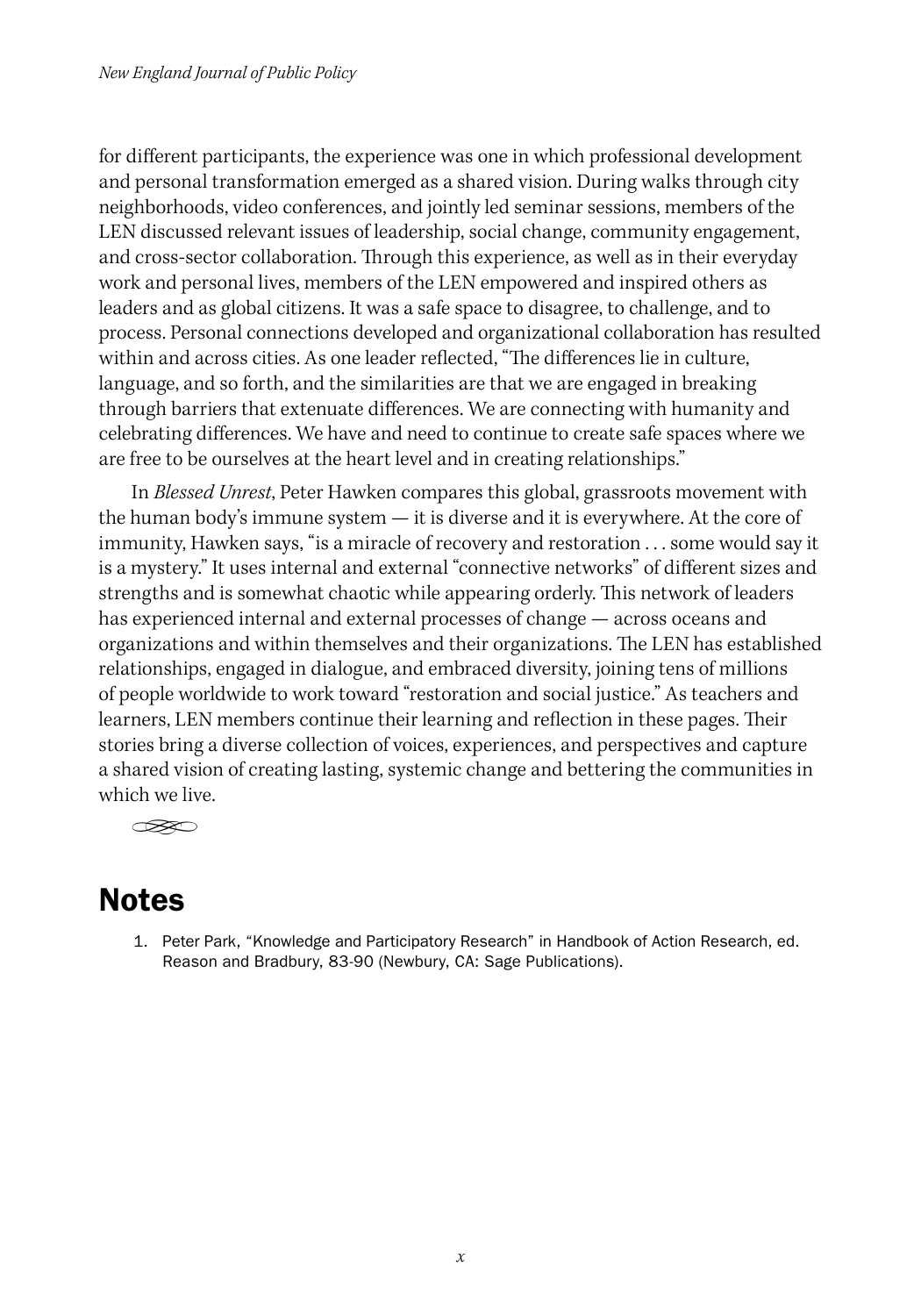for different participants, the experience was one in which professional development and personal transformation emerged as a shared vision. During walks through city neighborhoods, video conferences, and jointly led seminar sessions, members of the LEN discussed relevant issues of leadership, social change, community engagement, and cross-sector collaboration. Through this experience, as well as in their everyday work and personal lives, members of the LEN empowered and inspired others as leaders and as global citizens. It was a safe space to disagree, to challenge, and to process. Personal connections developed and organizational collaboration has resulted within and across cities. As one leader reflected, "The differences lie in culture, language, and so forth, and the similarities are that we are engaged in breaking through barriers that extenuate differences. We are connecting with humanity and celebrating differences. We have and need to continue to create safe spaces where we are free to be ourselves at the heart level and in creating relationships."

In *Blessed Unrest*, Peter Hawken compares this global, grassroots movement with the human body's immune system — it is diverse and it is everywhere. At the core of immunity, Hawken says, "is a miracle of recovery and restoration . . . some would say it is a mystery." It uses internal and external "connective networks" of different sizes and strengths and is somewhat chaotic while appearing orderly. This network of leaders has experienced internal and external processes of change — across oceans and organizations and within themselves and their organizations. The LEN has established relationships, engaged in dialogue, and embraced diversity, joining tens of millions of people worldwide to work toward "restoration and social justice." As teachers and learners, LEN members continue their learning and reflection in these pages. Their stories bring a diverse collection of voices, experiences, and perspectives and capture a shared vision of creating lasting, systemic change and bettering the communities in which we live.

## Notes

1. Peter Park, "Knowledge and Participatory Research" in Handbook of Action Research, ed. Reason and Bradbury, 83-90 (Newbury, CA: Sage Publications).